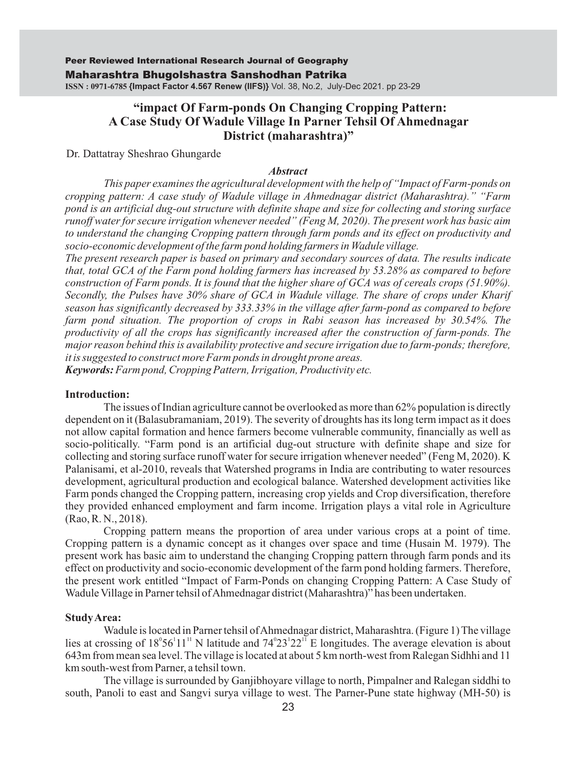# "impact Of Farm-ponds On Changing Cropping Pattern: A Case Study Of Wadule Village In Parner Tehsil Of Ahmednagar District (maharashtra)"

Dr. Dattatray Sheshrao Ghungarde

### *Abstract*

*This paper examines the agricultural development with the help of "Impact of Farm-ponds on cropping pattern: A case study of Wadule village in Ahmednagar district (Maharashtra)." "Farm pond is an artificial dug-out structure with definite shape and size for collecting and storing surface runoff water for secure irrigation whenever needed" (Feng M, 2020). The present work has basic aim to understand the changing Cropping pattern through farm ponds and its effect on productivity and socio-economic development of the farm pond holding farmers in Wadule village.*

*The present research paper is based on primary and secondary sources of data. The results indicate that, total GCA of the Farm pond holding farmers has increased by 53.28% as compared to before construction of Farm ponds. It is found that the higher share of GCA was of cereals crops (51.90%). Secondly, the Pulses have 30% share of GCA in Wadule village. The share of crops under Kharif season has significantly decreased by 333.33% in the village after farm-pond as compared to before farm pond situation. The proportion of crops in Rabi season has increased by 30.54%. The productivity of all the crops has significantly increased after the construction of farm-ponds. The major reason behind this is availability protective and secure irrigation due to farm-ponds; therefore, it is suggested to construct more Farm ponds in drought prone areas.*

***Keywords:*** *Farm pond, Cropping Pattern, Irrigation, Productivity etc.*

## Introduction:

The issues of Indian agriculture cannot be overlooked as more than 62% population is directly dependent on it (Balasubramaniam, 2019). The severity of droughts has its long term impact as it does not allow capital formation and hence farmers become vulnerable community, financially as well as socio-politically. "Farm pond is an artificial dug-out structure with definite shape and size for collecting and storing surface runoff water for secure irrigation whenever needed" (Feng M, 2020). K Palanisami, et al-2010, reveals that Watershed programs in India are contributing to water resources development, agricultural production and ecological balance. Watershed development activities like Farm ponds changed the Cropping pattern, increasing crop yields and Crop diversification, therefore they provided enhanced employment and farm income. Irrigation plays a vital role in Agriculture (Rao, R. N., 2018).

Cropping pattern means the proportion of area under various crops at a point of time. Cropping pattern is a dynamic concept as it changes over space and time (Husain M. 1979). The present work has basic aim to understand the changing Cropping pattern through farm ponds and its effect on productivity and socio-economic development of the farm pond holding farmers. Therefore, the present work entitled "Impact of Farm-Ponds on changing Cropping Pattern: A Case Study of Wadule Village in Parner tehsil of Ahmednagar district (Maharashtra)" has been undertaken.

## Study Area:

Wadule is located in Parner tehsil of Ahmednagar district, Maharashtra. (Figure 1) The village lies at crossing of $18^{0}56^{1}11^{11}$ N latitude and $74^{0}23^{1}22^{11}$ E longitudes. The average elevation is about 643m from mean sea level. The village is located at about 5 km north-west from Ralegan Sidhhi and 11 km south-west from Parner, a tehsil town.

The village is surrounded by Ganjibhoyare village to north, Pimpalner and Ralegan siddhi to south, Panoli to east and Sangvi surya village to west. The Parner-Pune state highway (MH-50) is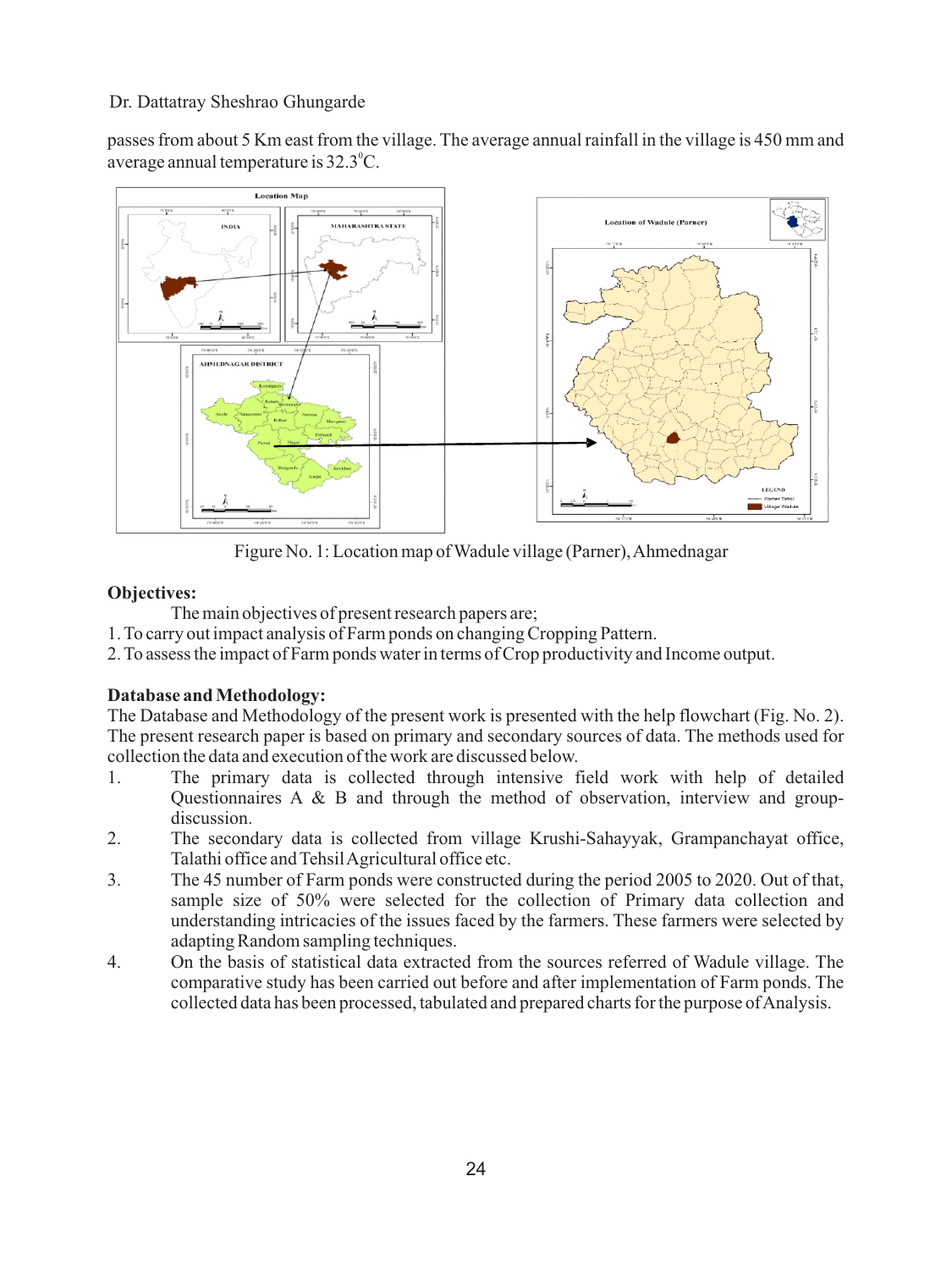passes from about 5 Km east from the village. The average annual rainfall in the village is 450 mm and average annual temperature is 32.3$^0$C.

Figure No. 1: Location map of Wadule village (Parner), Ahmednagar

**Objectives:**

The main objectives of present research papers are;

1. To carry out impact analysis of Farm ponds on changing Cropping Pattern.
2. To assess the impact of Farm ponds water in terms of Crop productivity and Income output.

**Database and Methodology:**

The Database and Methodology of the present work is presented with the help flowchart (Fig. No. 2). The present research paper is based on primary and secondary sources of data. The methods used for collection the data and execution of the work are discussed below.

1. The primary data is collected through intensive field work with help of detailed Questionnaires A & B and through the method of observation, interview and group-discussion.
2. The secondary data is collected from village Krushi-Sahayyak, Grampanchayat office, Talathi office and Tehsil Agricultural office etc.
3. The 45 number of Farm ponds were constructed during the period 2005 to 2020. Out of that, sample size of 50% were selected for the collection of Primary data collection and understanding intricacies of the issues faced by the farmers. These farmers were selected by adapting Random sampling techniques.
4. On the basis of statistical data extracted from the sources referred of Wadule village. The comparative study has been carried out before and after implementation of Farm ponds. The collected data has been processed, tabulated and prepared charts for the purpose of Analysis.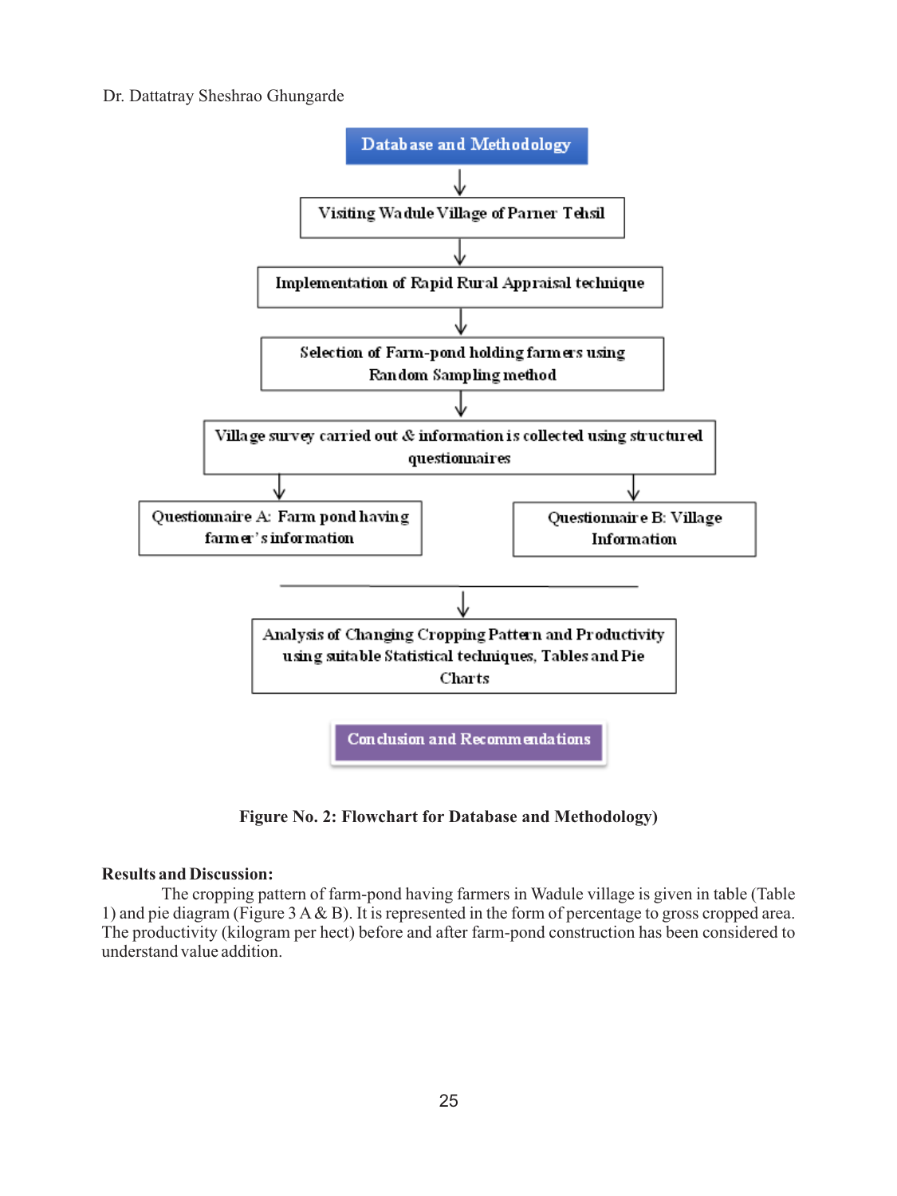Database and Methodology

↓

Visiting Wadule Village of Parner Tehsil

↓

Implementation of Rapid Rural Appraisal technique

↓

Selection of Farm-pond holding farmers using Random Sampling method

↓

Village survey carried out & information is collected using structured questionnaires

↓ ↓

Questionnaire A: Farm pond having farmer's information | Questionnaire B: Village Information

↓

Analysis of Changing Cropping Pattern and Productivity using suitable Statistical techniques, Tables and Pie Charts

Conclusion and Recommendations

**Figure No. 2: Flowchart for Database and Methodology)**

**Results and Discussion:**

The cropping pattern of farm-pond having farmers in Wadule village is given in table (Table 1) and pie diagram (Figure 3 A & B). It is represented in the form of percentage to gross cropped area. The productivity (kilogram per hect) before and after farm-pond construction has been considered to understand value addition.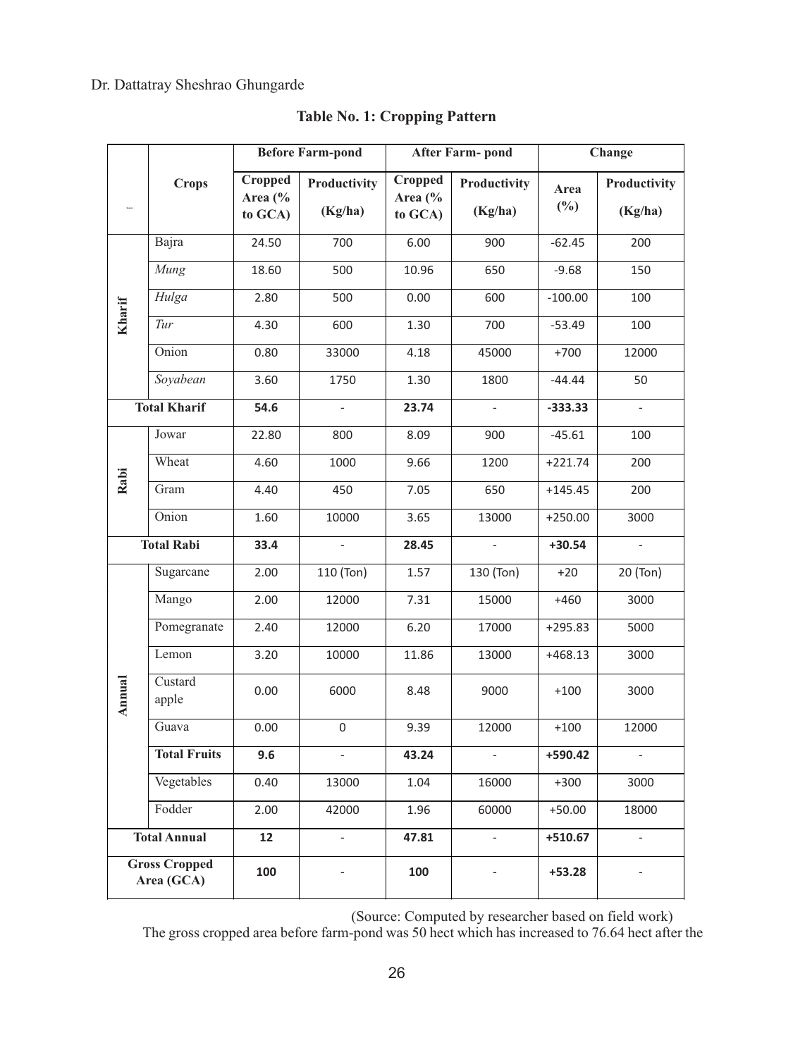**Table No. 1: Cropping Pattern**

| | Crops | Before Farm-pond | | After Farm- pond | | Change | |
|---|---|---|---|---|---|---|---|
| | | Cropped Area (% to GCA) | Productivity (Kg/ha) | Cropped Area (% to GCA) | Productivity (Kg/ha) | Area (%) | Productivity (Kg/ha) |
| Kharif | Bajra | 24.50 | 700 | 6.00 | 900 | -62.45 | 200 |
| | *Mung* | 18.60 | 500 | 10.96 | 650 | -9.68 | 150 |
| | *Hulga* | 2.80 | 500 | 0.00 | 600 | -100.00 | 100 |
| | *Tur* | 4.30 | 600 | 1.30 | 700 | -53.49 | 100 |
| | Onion | 0.80 | 33000 | 4.18 | 45000 | +700 | 12000 |
| | *Soyabean* | 3.60 | 1750 | 1.30 | 1800 | -44.44 | 50 |
| **Total Kharif** | | **54.6** | - | **23.74** | - | **-333.33** | - |
| Rabi | Jowar | 22.80 | 800 | 8.09 | 900 | -45.61 | 100 |
| | Wheat | 4.60 | 1000 | 9.66 | 1200 | +221.74 | 200 |
| | Gram | 4.40 | 450 | 7.05 | 650 | +145.45 | 200 |
| | Onion | 1.60 | 10000 | 3.65 | 13000 | +250.00 | 3000 |
| **Total Rabi** | | **33.4** | - | **28.45** | - | **+30.54** | - |
| Annual | Sugarcane | 2.00 | 110 (Ton) | 1.57 | 130 (Ton) | +20 | 20 (Ton) |
| | Mango | 2.00 | 12000 | 7.31 | 15000 | +460 | 3000 |
| | Pomegranate | 2.40 | 12000 | 6.20 | 17000 | +295.83 | 5000 |
| | Lemon | 3.20 | 10000 | 11.86 | 13000 | +468.13 | 3000 |
| | Custard apple | 0.00 | 6000 | 8.48 | 9000 | +100 | 3000 |
| | Guava | 0.00 | 0 | 9.39 | 12000 | +100 | 12000 |
| | **Total Fruits** | **9.6** | - | **43.24** | - | **+590.42** | - |
| | Vegetables | 0.40 | 13000 | 1.04 | 16000 | +300 | 3000 |
| | Fodder | 2.00 | 42000 | 1.96 | 60000 | +50.00 | 18000 |
| **Total Annual** | | **12** | - | **47.81** | - | **+510.67** | - |
| **Gross Cropped Area (GCA)** | | **100** | - | **100** | - | **+53.28** | - |

(Source: Computed by researcher based on field work)

The gross cropped area before farm-pond was 50 hect which has increased to 76.64 hect after the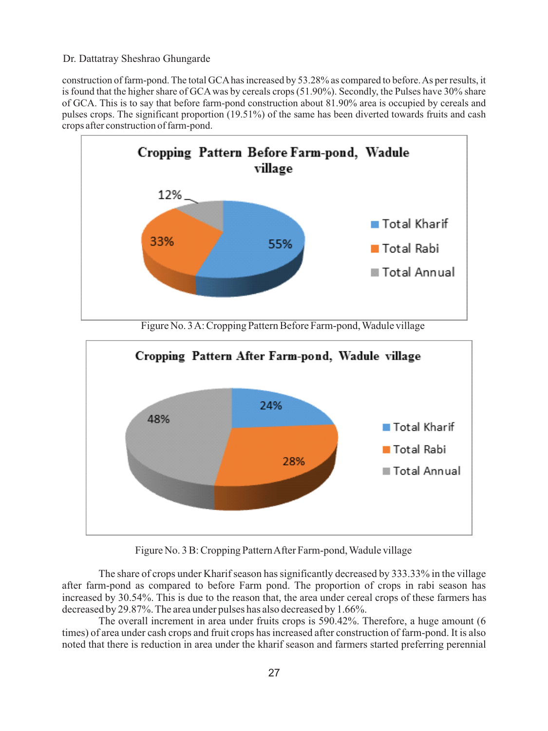construction of farm-pond. The total GCA has increased by 53.28% as compared to before. As per results, it is found that the higher share of GCA was by cereals crops (51.90%). Secondly, the Pulses have 30% share of GCA. This is to say that before farm-pond construction about 81.90% area is occupied by cereals and pulses crops. The significant proportion (19.51%) of the same has been diverted towards fruits and cash crops after construction of farm-pond.

Figure No. 3 A: Cropping Pattern Before Farm-pond, Wadule village

Figure No. 3 B: Cropping Pattern After Farm-pond, Wadule village

The share of crops under Kharif season has significantly decreased by 333.33% in the village after farm-pond as compared to before Farm pond. The proportion of crops in rabi season has increased by 30.54%. This is due to the reason that, the area under cereal crops of these farmers has decreased by 29.87%. The area under pulses has also decreased by 1.66%.

The overall increment in area under fruits crops is 590.42%. Therefore, a huge amount (6 times) of area under cash crops and fruit crops has increased after construction of farm-pond. It is also noted that there is reduction in area under the kharif season and farmers started preferring perennial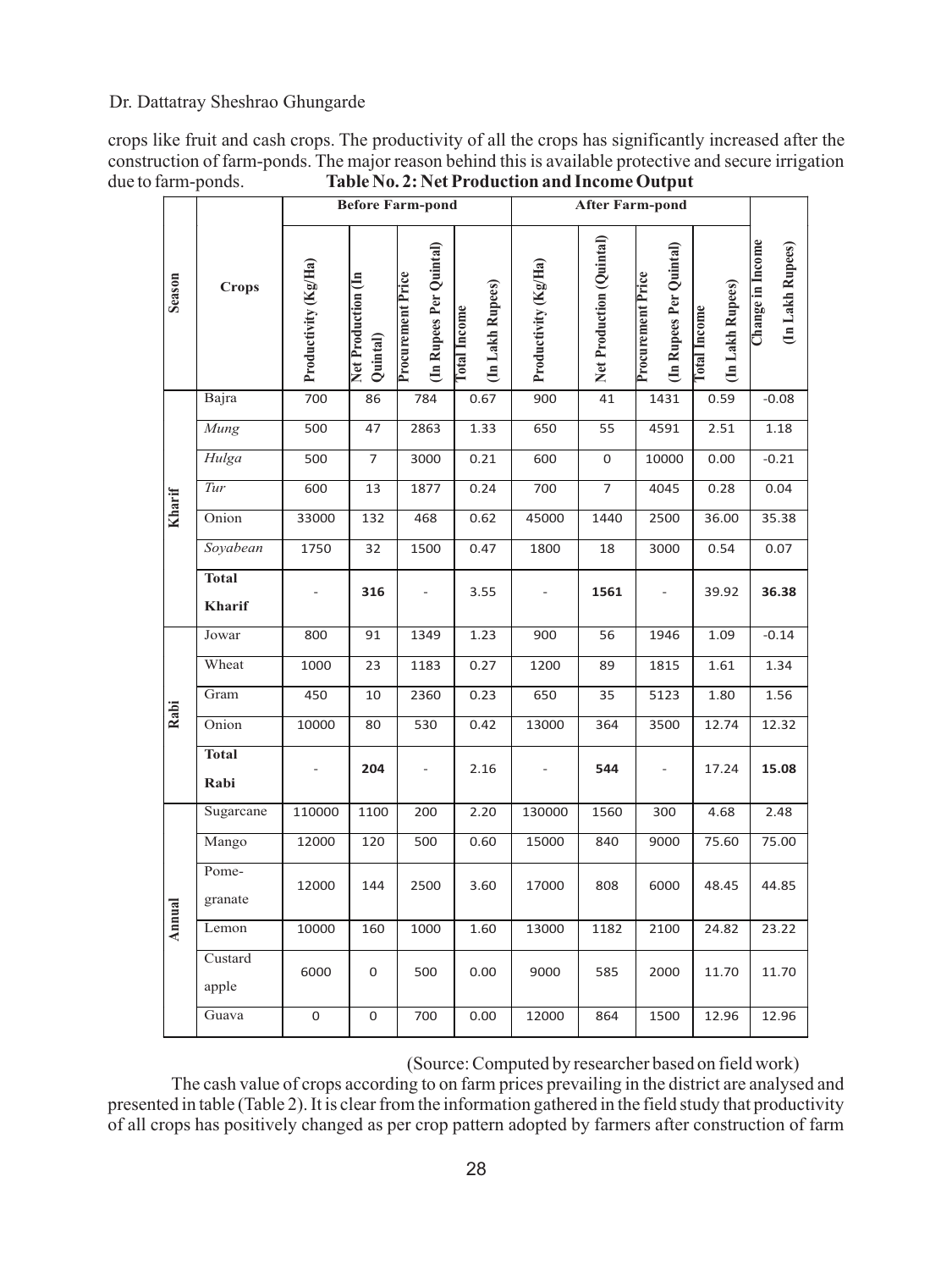crops like fruit and cash crops. The productivity of all the crops has significantly increased after the construction of farm-ponds. The major reason behind this is available protective and secure irrigation due to farm-ponds.

**Table No. 2: Net Production and Income Output**

| Season | Crops | Before Farm-pond | | | | After Farm-pond | | | | Change in Income (In Lakh Rupees) |
|---|---|---|---|---|---|---|---|---|---|---|
| | | Productivity (Kg/Ha) | Net Production (In Quintal) | Procurement Price (In Rupees Per Quintal) | Total Income (In Lakh Rupees) | Productivity (Kg/Ha) | Net Production (Quintal) | Procurement Price (In Rupees Per Quintal) | Total Income (In Lakh Rupees) | |
| Kharif | Bajra | 700 | 86 | 784 | 0.67 | 900 | 41 | 1431 | 0.59 | -0.08 |
| | *Mung* | 500 | 47 | 2863 | 1.33 | 650 | 55 | 4591 | 2.51 | 1.18 |
| | *Hulga* | 500 | 7 | 3000 | 0.21 | 600 | 0 | 10000 | 0.00 | -0.21 |
| | *Tur* | 600 | 13 | 1877 | 0.24 | 700 | 7 | 4045 | 0.28 | 0.04 |
| | Onion | 33000 | 132 | 468 | 0.62 | 45000 | 1440 | 2500 | 36.00 | 35.38 |
| | *Soyabean* | 1750 | 32 | 1500 | 0.47 | 1800 | 18 | 3000 | 0.54 | 0.07 |
| | **Total Kharif** | - | **316** | - | 3.55 | - | **1561** | - | 39.92 | **36.38** |
| Rabi | Jowar | 800 | 91 | 1349 | 1.23 | 900 | 56 | 1946 | 1.09 | -0.14 |
| | Wheat | 1000 | 23 | 1183 | 0.27 | 1200 | 89 | 1815 | 1.61 | 1.34 |
| | Gram | 450 | 10 | 2360 | 0.23 | 650 | 35 | 5123 | 1.80 | 1.56 |
| | Onion | 10000 | 80 | 530 | 0.42 | 13000 | 364 | 3500 | 12.74 | 12.32 |
| | **Total Rabi** | - | **204** | - | 2.16 | - | **544** | - | 17.24 | **15.08** |
| Annual | Sugarcane | 110000 | 1100 | 200 | 2.20 | 130000 | 1560 | 300 | 4.68 | 2.48 |
| | Mango | 12000 | 120 | 500 | 0.60 | 15000 | 840 | 9000 | 75.60 | 75.00 |
| | Pome-granate | 12000 | 144 | 2500 | 3.60 | 17000 | 808 | 6000 | 48.45 | 44.85 |
| | Lemon | 10000 | 160 | 1000 | 1.60 | 13000 | 1182 | 2100 | 24.82 | 23.22 |
| | Custard apple | 6000 | 0 | 500 | 0.00 | 9000 | 585 | 2000 | 11.70 | 11.70 |
| | Guava | 0 | 0 | 700 | 0.00 | 12000 | 864 | 1500 | 12.96 | 12.96 |

(Source: Computed by researcher based on field work)

The cash value of crops according to on farm prices prevailing in the district are analysed and presented in table (Table 2). It is clear from the information gathered in the field study that productivity of all crops has positively changed as per crop pattern adopted by farmers after construction of farm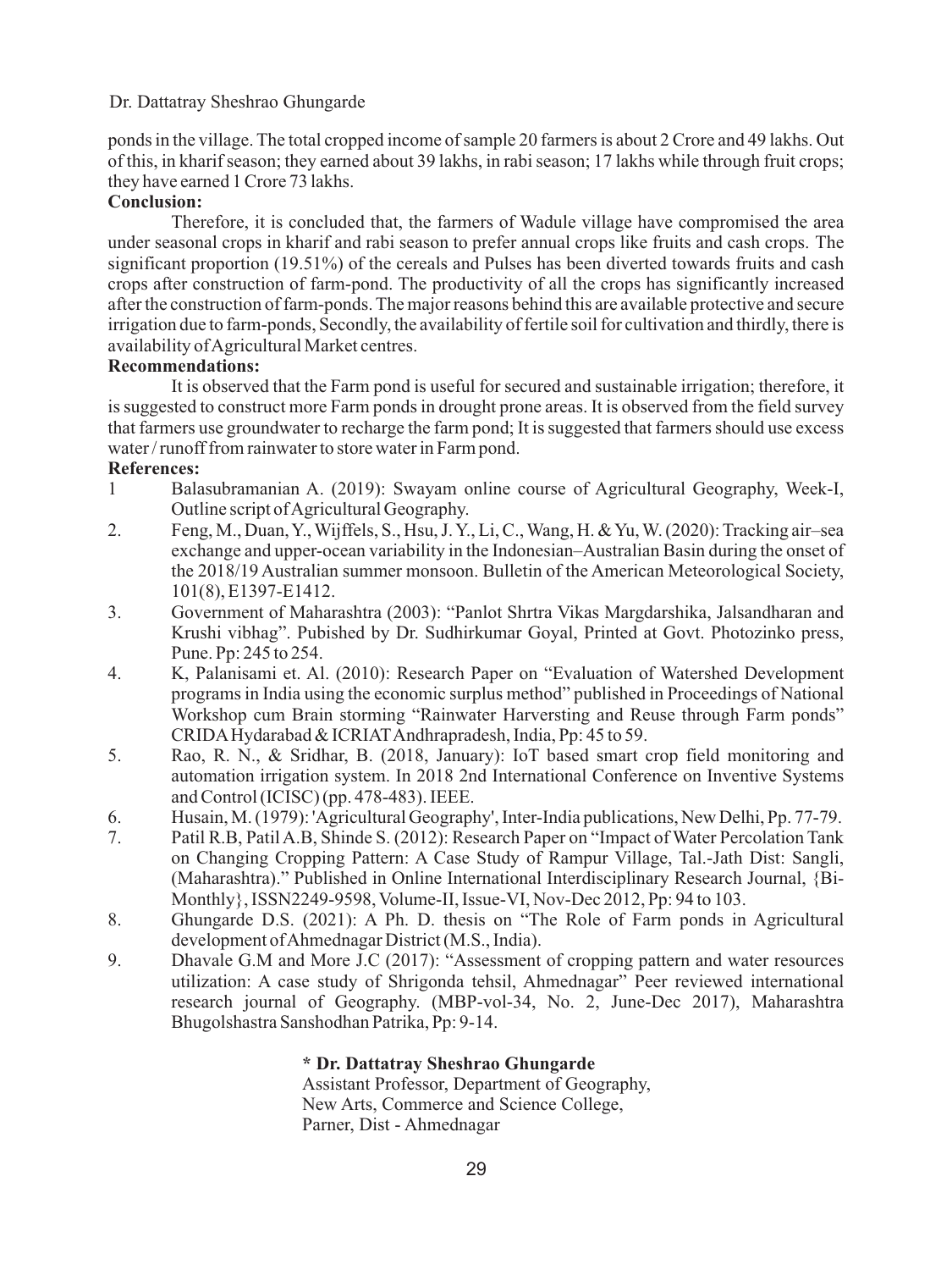ponds in the village. The total cropped income of sample 20 farmers is about 2 Crore and 49 lakhs. Out of this, in kharif season; they earned about 39 lakhs, in rabi season; 17 lakhs while through fruit crops; they have earned 1 Crore 73 lakhs.

**Conclusion:**

Therefore, it is concluded that, the farmers of Wadule village have compromised the area under seasonal crops in kharif and rabi season to prefer annual crops like fruits and cash crops. The significant proportion (19.51%) of the cereals and Pulses has been diverted towards fruits and cash crops after construction of farm-pond. The productivity of all the crops has significantly increased after the construction of farm-ponds. The major reasons behind this are available protective and secure irrigation due to farm-ponds, Secondly, the availability of fertile soil for cultivation and thirdly, there is availability of Agricultural Market centres.

**Recommendations:**

It is observed that the Farm pond is useful for secured and sustainable irrigation; therefore, it is suggested to construct more Farm ponds in drought prone areas. It is observed from the field survey that farmers use groundwater to recharge the farm pond; It is suggested that farmers should use excess water / runoff from rainwater to store water in Farm pond.

**References:**

1 Balasubramanian A. (2019): Swayam online course of Agricultural Geography, Week-I, Outline script of Agricultural Geography.

2. Feng, M., Duan, Y., Wijffels, S., Hsu, J. Y., Li, C., Wang, H. & Yu, W. (2020): Tracking air–sea exchange and upper-ocean variability in the Indonesian–Australian Basin during the onset of the 2018/19 Australian summer monsoon. Bulletin of the American Meteorological Society, 101(8), E1397-E1412.

3. Government of Maharashtra (2003): "Panlot Shrtra Vikas Margdarshika, Jalsandharan and Krushi vibhag". Pubished by Dr. Sudhirkumar Goyal, Printed at Govt. Photozinko press, Pune. Pp: 245 to 254.

4. K, Palanisami et. Al. (2010): Research Paper on "Evaluation of Watershed Development programs in India using the economic surplus method" published in Proceedings of National Workshop cum Brain storming "Rainwater Harversting and Reuse through Farm ponds" CRIDA Hydarabad & ICRIAT Andhrapradesh, India, Pp: 45 to 59.

5. Rao, R. N., & Sridhar, B. (2018, January): IoT based smart crop field monitoring and automation irrigation system. In 2018 2nd International Conference on Inventive Systems and Control (ICISC) (pp. 478-483). IEEE.

6. Husain, M. (1979): 'Agricultural Geography', Inter-India publications, New Delhi, Pp. 77-79.

7. Patil R.B, Patil A.B, Shinde S. (2012): Research Paper on "Impact of Water Percolation Tank on Changing Cropping Pattern: A Case Study of Rampur Village, Tal.-Jath Dist: Sangli, (Maharashtra)." Published in Online International Interdisciplinary Research Journal, {Bi-Monthly}, ISSN2249-9598, Volume-II, Issue-VI, Nov-Dec 2012, Pp: 94 to 103.

8. Ghungarde D.S. (2021): A Ph. D. thesis on "The Role of Farm ponds in Agricultural development of Ahmednagar District (M.S., India).

9. Dhavale G.M and More J.C (2017): "Assessment of cropping pattern and water resources utilization: A case study of Shrigonda tehsil, Ahmednagar" Peer reviewed international research journal of Geography. (MBP-vol-34, No. 2, June-Dec 2017), Maharashtra Bhugolshastra Sanshodhan Patrika, Pp: 9-14.

**\* Dr. Dattatray Sheshrao Ghungarde**
Assistant Professor, Department of Geography,
New Arts, Commerce and Science College,
Parner, Dist - Ahmednagar